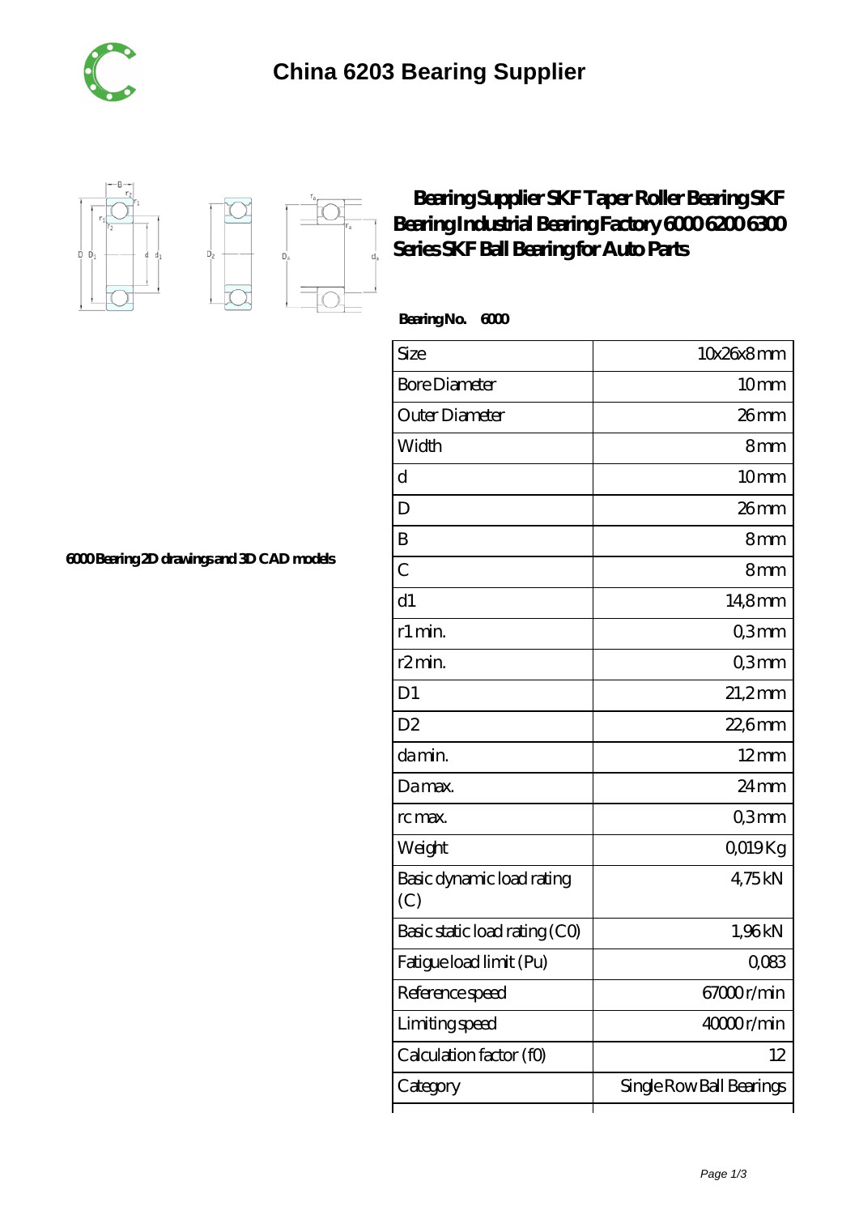# China 6203 Bearing Supplier

## Bearing Supplier SKF Taper Roller Bearing SKF Bearing Industrial Bearing Factory 6000 6200 6300 Series SKF Ball Bearing for Auto Parts

6000 Bearing 2D drawings and 3D CAD models

**Bearing No. 6000**

| Size | 10x26x8 mm |
|---|---|
| Bore Diameter | 10 mm |
| Outer Diameter | 26 mm |
| Width | 8 mm |
| d | 10 mm |
| D | 26 mm |
| B | 8 mm |
| C | 8 mm |
| d1 | 14,8 mm |
| r1 min. | 0,3 mm |
| r2 min. | 0,3 mm |
| D1 | 21,2 mm |
| D2 | 22,6 mm |
| da min. | 12 mm |
| Da max. | 24 mm |
| rc max. | 0,3 mm |
| Weight | 0,019 Kg |
| Basic dynamic load rating (C) | 4,75 kN |
| Basic static load rating (C0) | 1,96 kN |
| Fatigue load limit (Pu) | 0,083 |
| Reference speed | 67000 r/min |
| Limiting speed | 40000 r/min |
| Calculation factor (f0) | 12 |
| Category | Single Row Ball Bearings |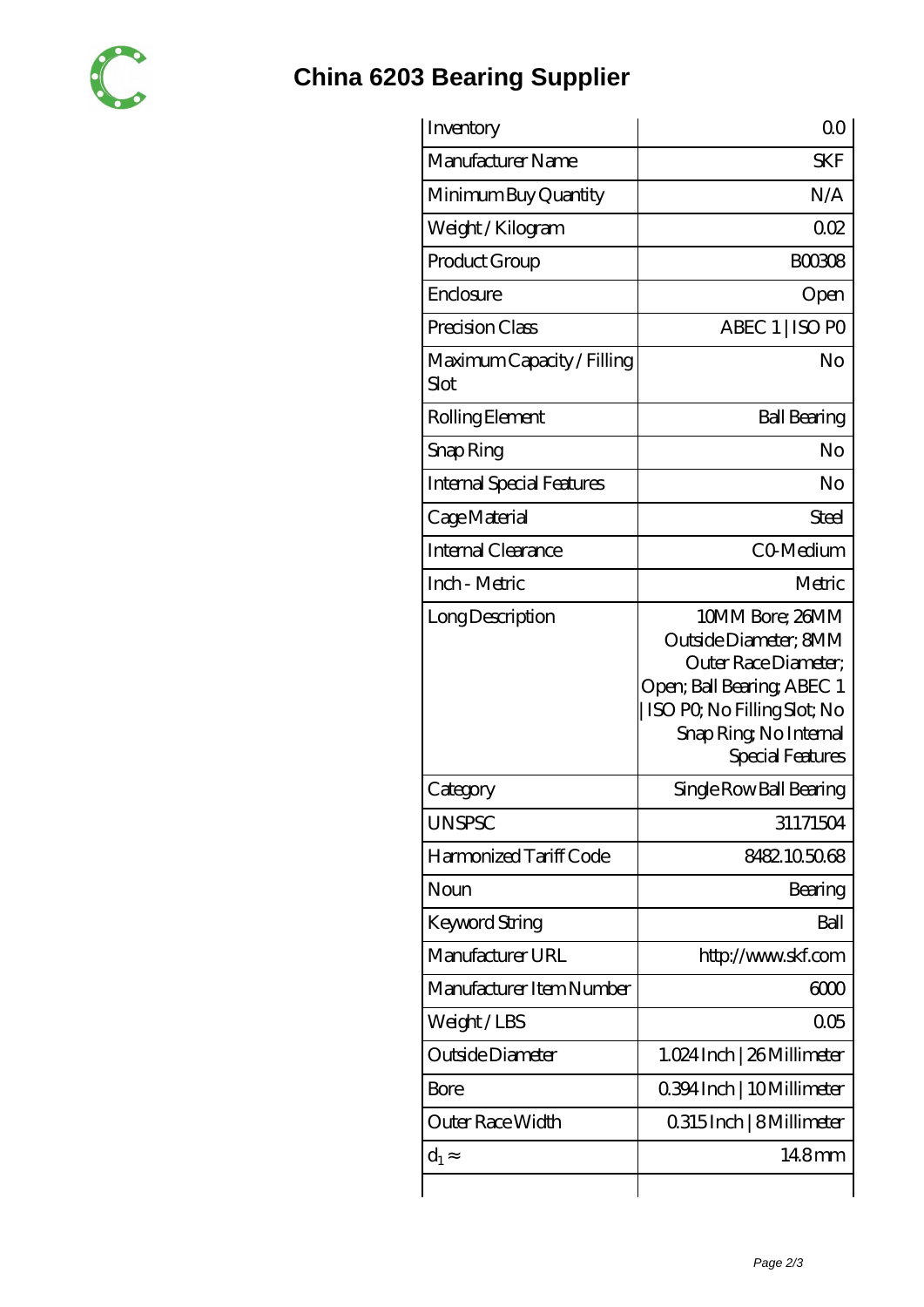# China 6203 Bearing Supplier

| | |
|---|---|
| Inventory | 0.0 |
| Manufacturer Name | SKF |
| Minimum Buy Quantity | N/A |
| Weight / Kilogram | 0.02 |
| Product Group | B00308 |
| Enclosure | Open |
| Precision Class | ABEC 1 \| ISO P0 |
| Maximum Capacity / Filling Slot | No |
| Rolling Element | Ball Bearing |
| Snap Ring | No |
| Internal Special Features | No |
| Cage Material | Steel |
| Internal Clearance | C0-Medium |
| Inch - Metric | Metric |
| Long Description | 10MM Bore; 26MM Outside Diameter; 8MM Outer Race Diameter; Open; Ball Bearing; ABEC 1 \| ISO P0; No Filling Slot; No Snap Ring; No Internal Special Features |
| Category | Single Row Ball Bearing |
| UNSPSC | 31171504 |
| Harmonized Tariff Code | 8482.10.50.68 |
| Noun | Bearing |
| Keyword String | Ball |
| Manufacturer URL | http://www.skf.com |
| Manufacturer Item Number | 6000 |
| Weight / LBS | 0.05 |
| Outside Diameter | 1.024 Inch \| 26 Millimeter |
| Bore | 0.394 Inch \| 10 Millimeter |
| Outer Race Width | 0.315 Inch \| 8 Millimeter |
| $d_1 \approx$ | 14.8 mm |
| | |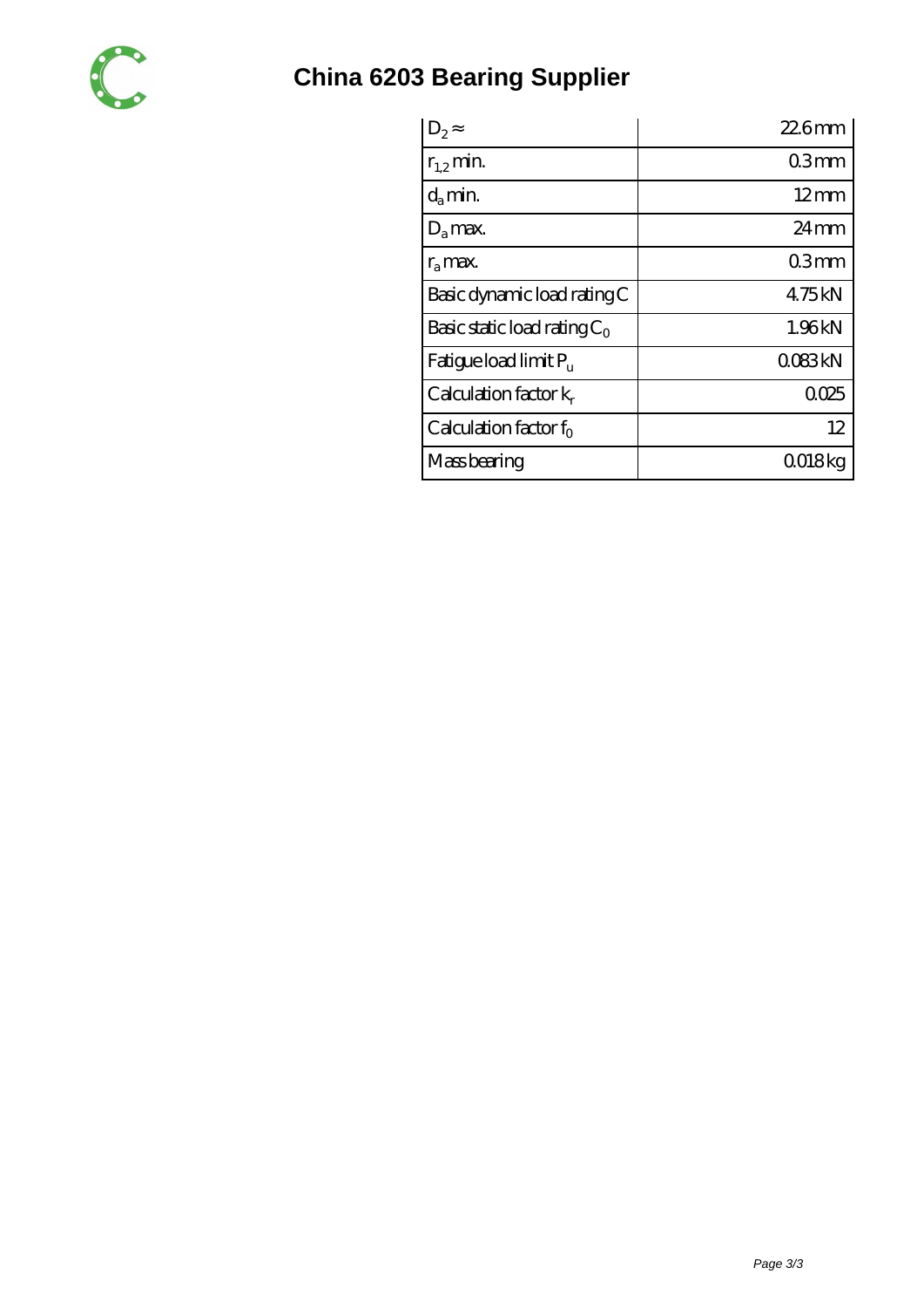# China 6203 Bearing Supplier

| | |
|---|---|
| $D_2 \approx$ | 22.6 mm |
| $r_{1,2}$ min. | 0.3 mm |
| $d_a$ min. | 12 mm |
| $D_a$ max. | 24 mm |
| $r_a$ max. | 0.3 mm |
| Basic dynamic load rating C | 4.75 kN |
| Basic static load rating $C_0$ | 1.96 kN |
| Fatigue load limit $P_u$ | 0.083 kN |
| Calculation factor $k_r$ | 0.025 |
| Calculation factor $f_0$ | 12 |
| Mass bearing | 0.018 kg |